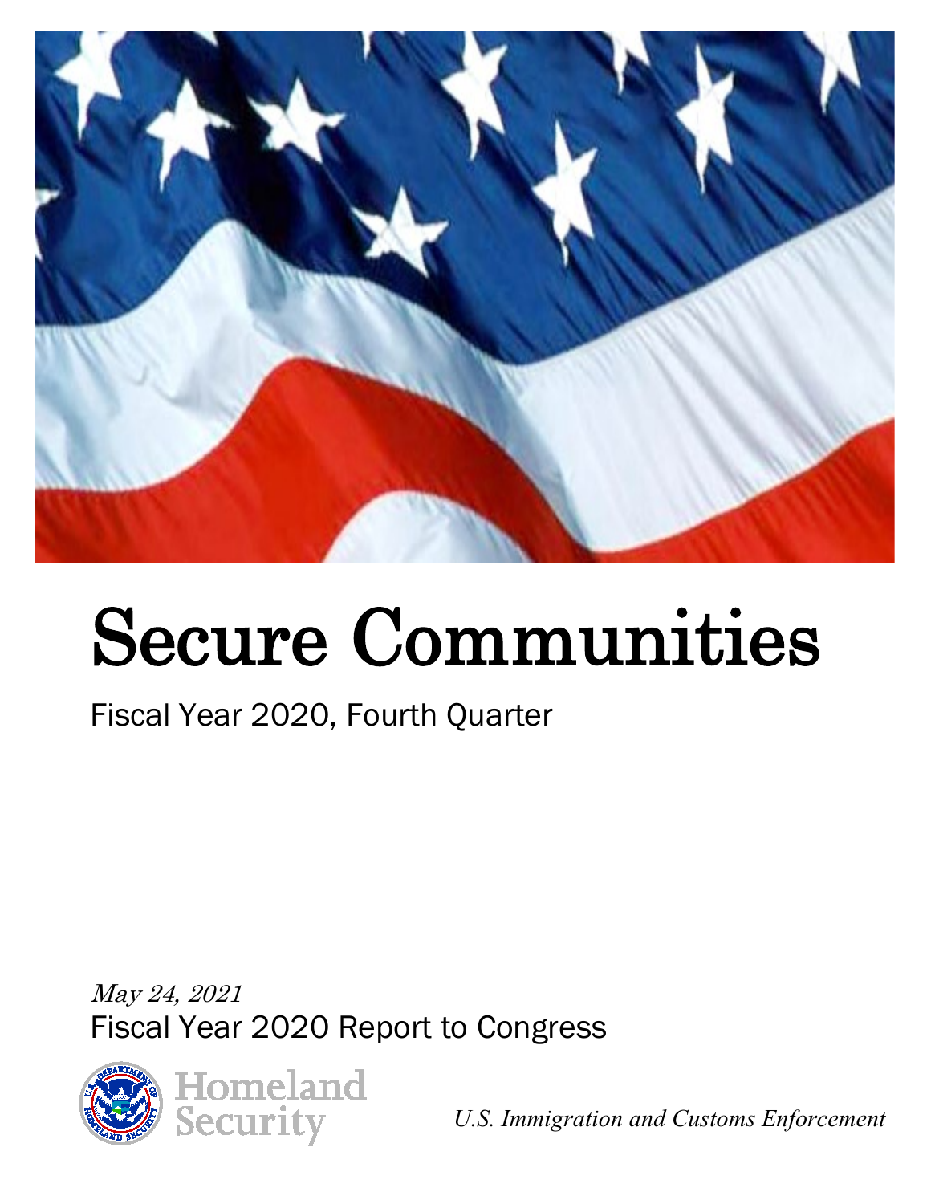# Secure Communities

Fiscal Year 2020, Fourth Quarter

*May 24, 2021*

Fiscal Year 2020 Report to Congress

Homeland Security

*U.S. Immigration and Customs Enforcement*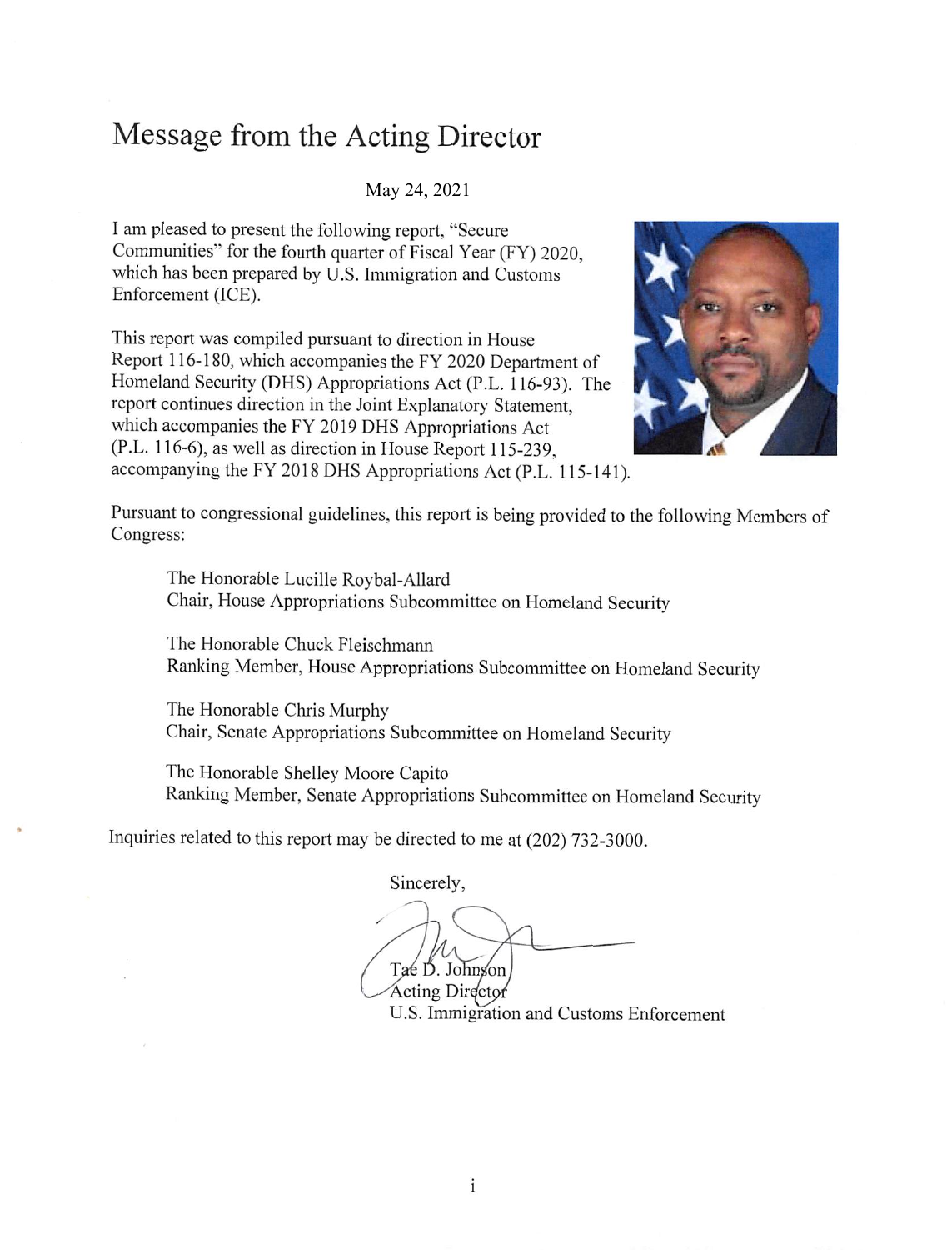# Message from the Acting Director

May 24, 2021

I am pleased to present the following report, "Secure Communities" for the fourth quarter of Fiscal Year (FY) 2020, which has been prepared by U.S. Immigration and Customs Enforcement (ICE).

This report was compiled pursuant to direction in House Report 116-180, which accompanies the FY 2020 Department of Homeland Security (DHS) Appropriations Act (P.L. 116-93). The report continues direction in the Joint Explanatory Statement, which accompanies the FY 2019 DHS Appropriations Act (P.L. 116-6), as well as direction in House Report 115-239, accompanying the FY 2018 DHS Appropriations Act (P.L. 115-141).

Pursuant to congressional guidelines, this report is being provided to the following Members of Congress:

The Honorable Lucille Roybal-Allard
Chair, House Appropriations Subcommittee on Homeland Security

The Honorable Chuck Fleischmann
Ranking Member, House Appropriations Subcommittee on Homeland Security

The Honorable Chris Murphy
Chair, Senate Appropriations Subcommittee on Homeland Security

The Honorable Shelley Moore Capito
Ranking Member, Senate Appropriations Subcommittee on Homeland Security

Inquiries related to this report may be directed to me at (202) 732-3000.

Sincerely,

Tae D. Johnson
Acting Director
U.S. Immigration and Customs Enforcement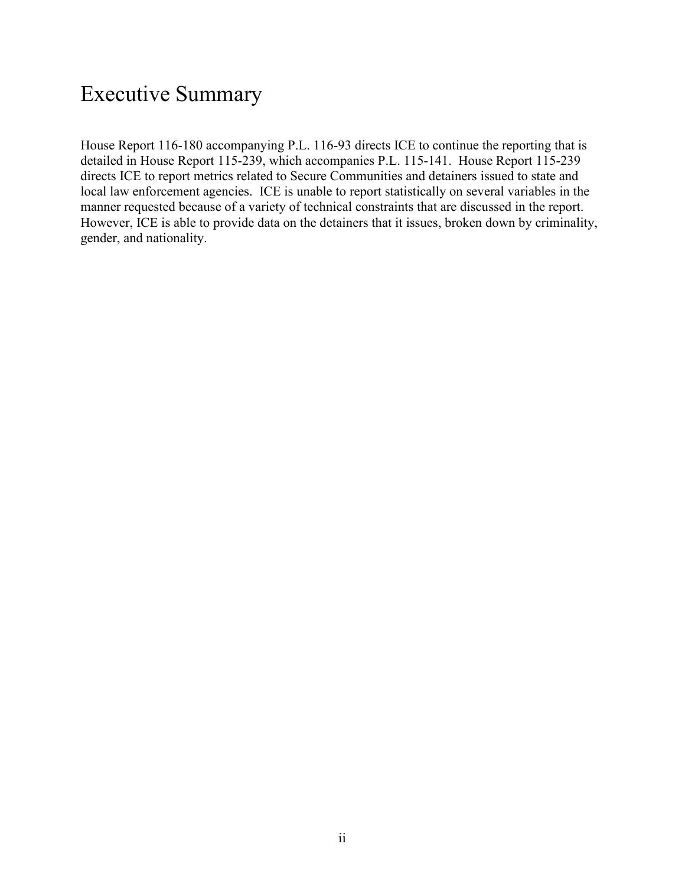# Executive Summary

House Report 116-180 accompanying P.L. 116-93 directs ICE to continue the reporting that is detailed in House Report 115-239, which accompanies P.L. 115-141. House Report 115-239 directs ICE to report metrics related to Secure Communities and detainers issued to state and local law enforcement agencies. ICE is unable to report statistically on several variables in the manner requested because of a variety of technical constraints that are discussed in the report. However, ICE is able to provide data on the detainers that it issues, broken down by criminality, gender, and nationality.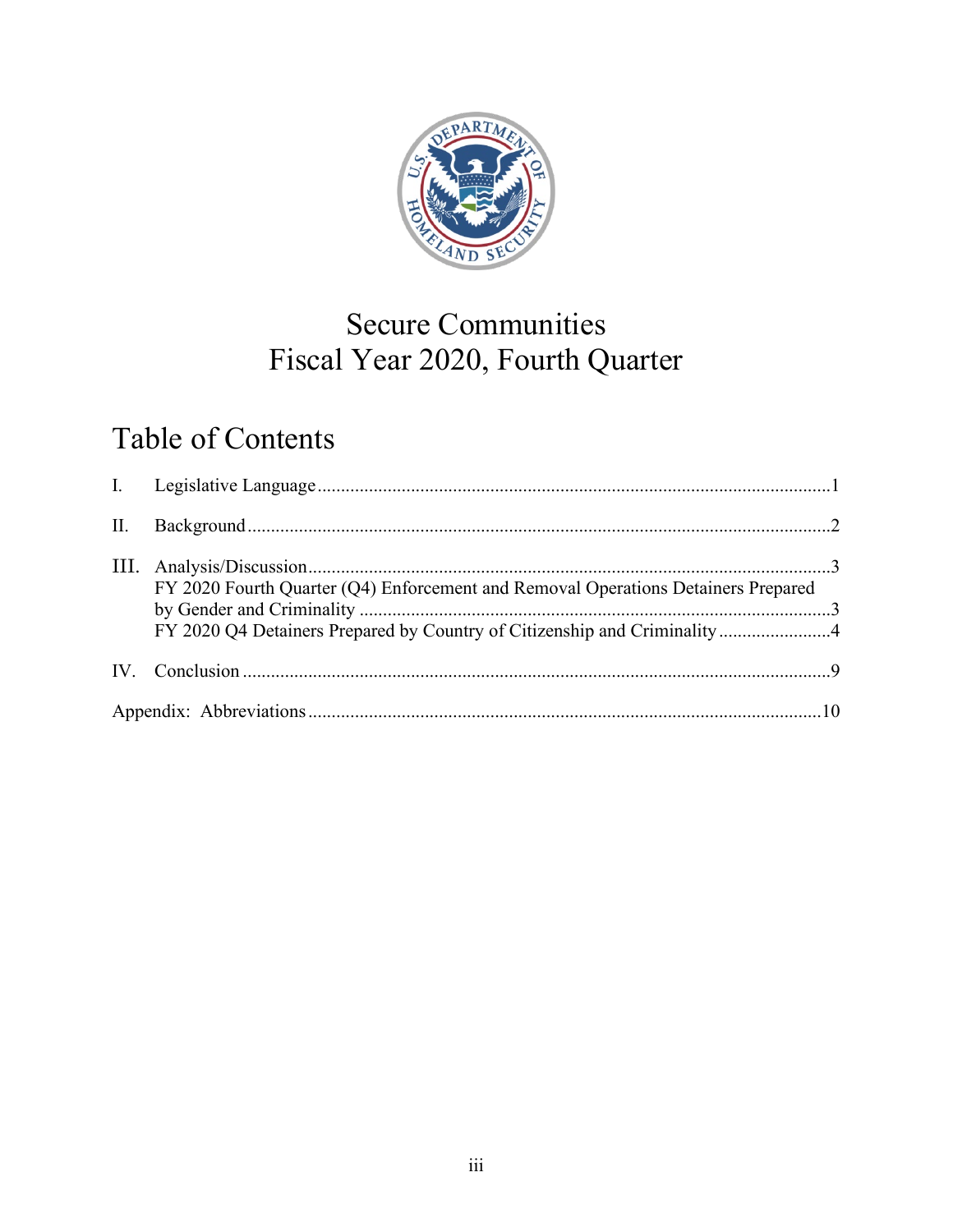# Secure Communities
# Fiscal Year 2020, Fourth Quarter

## Table of Contents

I. Legislative Language ........................................................ 1

II. Background ........................................................ 2

III. Analysis/Discussion ........................................................ 3
FY 2020 Fourth Quarter (Q4) Enforcement and Removal Operations Detainers Prepared by Gender and Criminality ........................................................ 3
FY 2020 Q4 Detainers Prepared by Country of Citizenship and Criminality ........................ 4

IV. Conclusion ........................................................ 9

Appendix: Abbreviations ........................................................ 10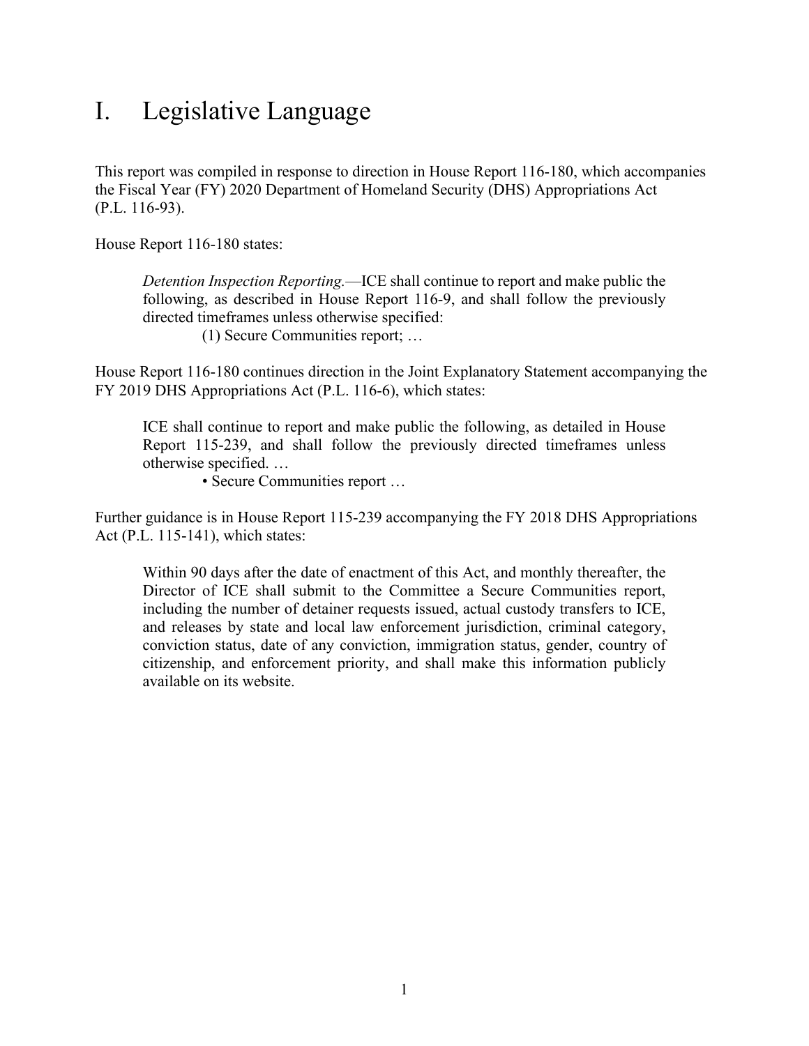# I. Legislative Language

This report was compiled in response to direction in House Report 116-180, which accompanies the Fiscal Year (FY) 2020 Department of Homeland Security (DHS) Appropriations Act (P.L. 116-93).

House Report 116-180 states:

> *Detention Inspection Reporting.*—ICE shall continue to report and make public the following, as described in House Report 116-9, and shall follow the previously directed timeframes unless otherwise specified:
>
> (1) Secure Communities report; …

House Report 116-180 continues direction in the Joint Explanatory Statement accompanying the FY 2019 DHS Appropriations Act (P.L. 116-6), which states:

> ICE shall continue to report and make public the following, as detailed in House Report 115-239, and shall follow the previously directed timeframes unless otherwise specified. …
>
> • Secure Communities report …

Further guidance is in House Report 115-239 accompanying the FY 2018 DHS Appropriations Act (P.L. 115-141), which states:

> Within 90 days after the date of enactment of this Act, and monthly thereafter, the Director of ICE shall submit to the Committee a Secure Communities report, including the number of detainer requests issued, actual custody transfers to ICE, and releases by state and local law enforcement jurisdiction, criminal category, conviction status, date of any conviction, immigration status, gender, country of citizenship, and enforcement priority, and shall make this information publicly available on its website.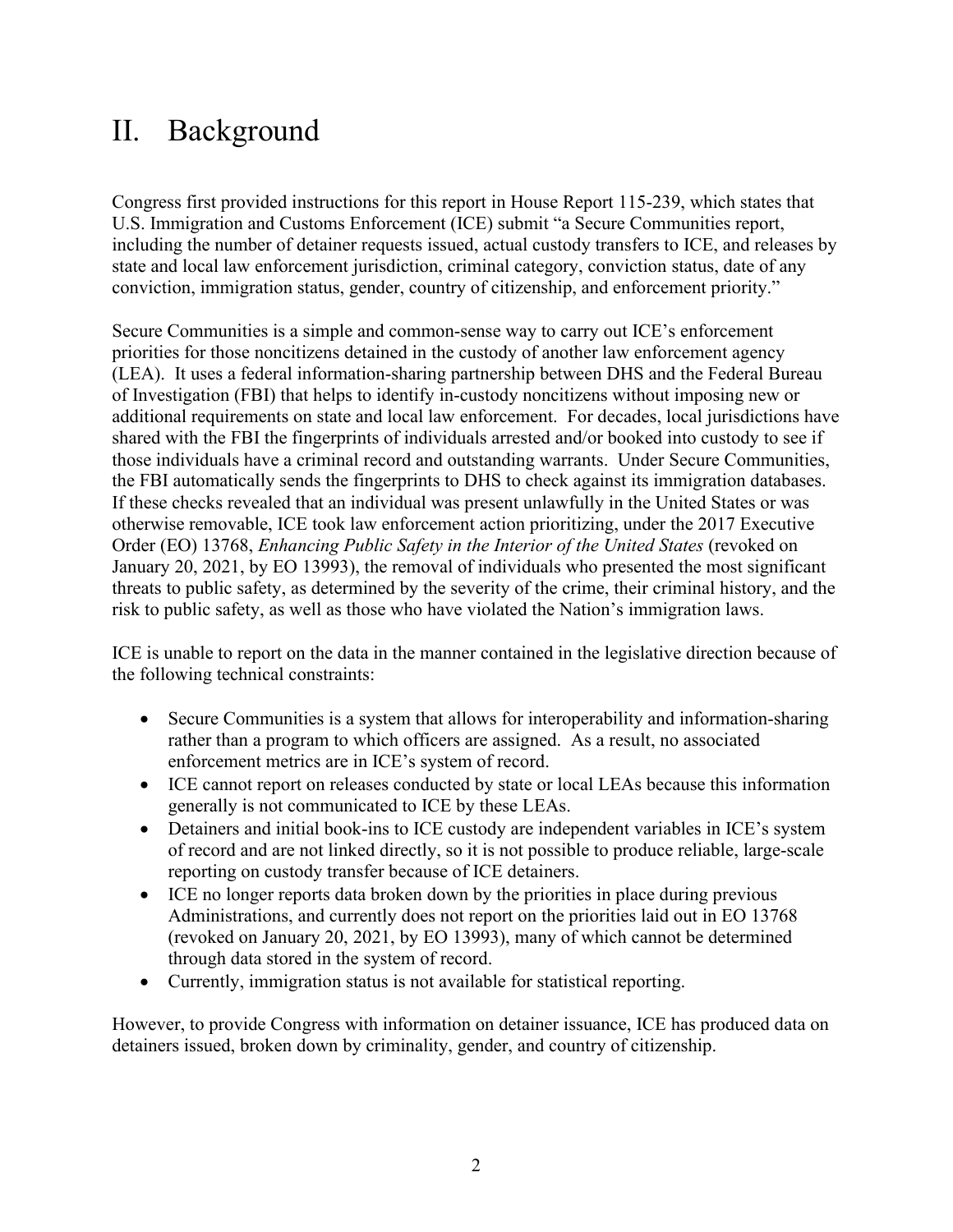# II. Background

Congress first provided instructions for this report in House Report 115-239, which states that U.S. Immigration and Customs Enforcement (ICE) submit "a Secure Communities report, including the number of detainer requests issued, actual custody transfers to ICE, and releases by state and local law enforcement jurisdiction, criminal category, conviction status, date of any conviction, immigration status, gender, country of citizenship, and enforcement priority."

Secure Communities is a simple and common-sense way to carry out ICE's enforcement priorities for those noncitizens detained in the custody of another law enforcement agency (LEA). It uses a federal information-sharing partnership between DHS and the Federal Bureau of Investigation (FBI) that helps to identify in-custody noncitizens without imposing new or additional requirements on state and local law enforcement. For decades, local jurisdictions have shared with the FBI the fingerprints of individuals arrested and/or booked into custody to see if those individuals have a criminal record and outstanding warrants. Under Secure Communities, the FBI automatically sends the fingerprints to DHS to check against its immigration databases. If these checks revealed that an individual was present unlawfully in the United States or was otherwise removable, ICE took law enforcement action prioritizing, under the 2017 Executive Order (EO) 13768, *Enhancing Public Safety in the Interior of the United States* (revoked on January 20, 2021, by EO 13993), the removal of individuals who presented the most significant threats to public safety, as determined by the severity of the crime, their criminal history, and the risk to public safety, as well as those who have violated the Nation's immigration laws.

ICE is unable to report on the data in the manner contained in the legislative direction because of the following technical constraints:

- Secure Communities is a system that allows for interoperability and information-sharing rather than a program to which officers are assigned. As a result, no associated enforcement metrics are in ICE's system of record.
- ICE cannot report on releases conducted by state or local LEAs because this information generally is not communicated to ICE by these LEAs.
- Detainers and initial book-ins to ICE custody are independent variables in ICE's system of record and are not linked directly, so it is not possible to produce reliable, large-scale reporting on custody transfer because of ICE detainers.
- ICE no longer reports data broken down by the priorities in place during previous Administrations, and currently does not report on the priorities laid out in EO 13768 (revoked on January 20, 2021, by EO 13993), many of which cannot be determined through data stored in the system of record.
- Currently, immigration status is not available for statistical reporting.

However, to provide Congress with information on detainer issuance, ICE has produced data on detainers issued, broken down by criminality, gender, and country of citizenship.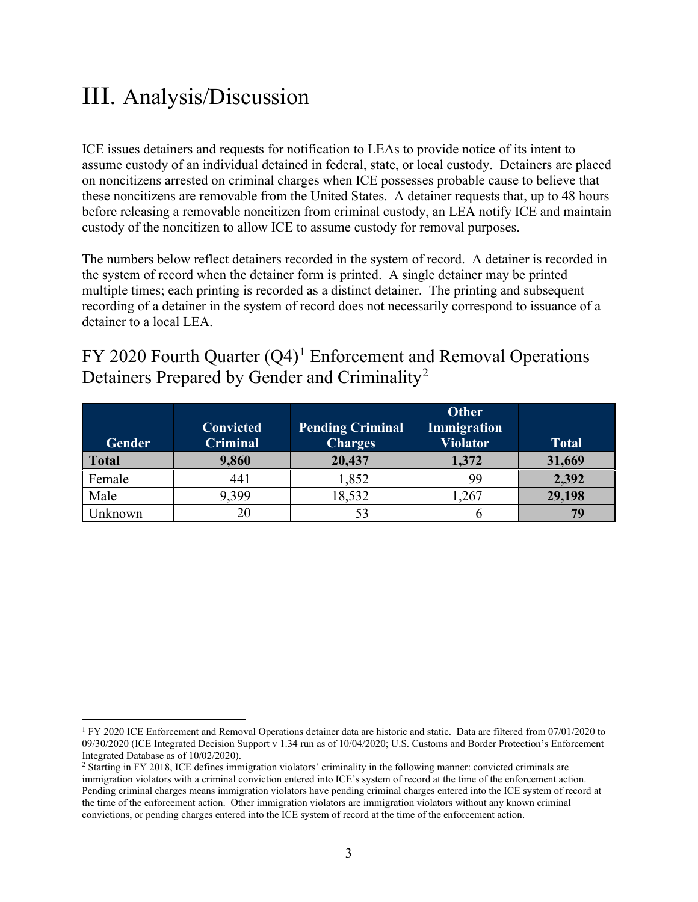# III. Analysis/Discussion

ICE issues detainers and requests for notification to LEAs to provide notice of its intent to assume custody of an individual detained in federal, state, or local custody. Detainers are placed on noncitizens arrested on criminal charges when ICE possesses probable cause to believe that these noncitizens are removable from the United States. A detainer requests that, up to 48 hours before releasing a removable noncitizen from criminal custody, an LEA notify ICE and maintain custody of the noncitizen to allow ICE to assume custody for removal purposes.

The numbers below reflect detainers recorded in the system of record. A detainer is recorded in the system of record when the detainer form is printed. A single detainer may be printed multiple times; each printing is recorded as a distinct detainer. The printing and subsequent recording of a detainer in the system of record does not necessarily correspond to issuance of a detainer to a local LEA.

## FY 2020 Fourth Quarter (Q4)[1] Enforcement and Removal Operations Detainers Prepared by Gender and Criminality[2]

| Gender | Convicted Criminal | Pending Criminal Charges | Other Immigration Violator | Total |
|---|---|---|---|---|
| **Total** | **9,860** | **20,437** | **1,372** | **31,669** |
| Female | 441 | 1,852 | 99 | **2,392** |
| Male | 9,399 | 18,532 | 1,267 | **29,198** |
| Unknown | 20 | 53 | 6 | **79** |

[1] FY 2020 ICE Enforcement and Removal Operations detainer data are historic and static. Data are filtered from 07/01/2020 to 09/30/2020 (ICE Integrated Decision Support v 1.34 run as of 10/04/2020; U.S. Customs and Border Protection's Enforcement Integrated Database as of 10/02/2020).

[2] Starting in FY 2018, ICE defines immigration violators' criminality in the following manner: convicted criminals are immigration violators with a criminal conviction entered into ICE's system of record at the time of the enforcement action. Pending criminal charges means immigration violators have pending criminal charges entered into the ICE system of record at the time of the enforcement action. Other immigration violators are immigration violators without any known criminal convictions, or pending charges entered into the ICE system of record at the time of the enforcement action.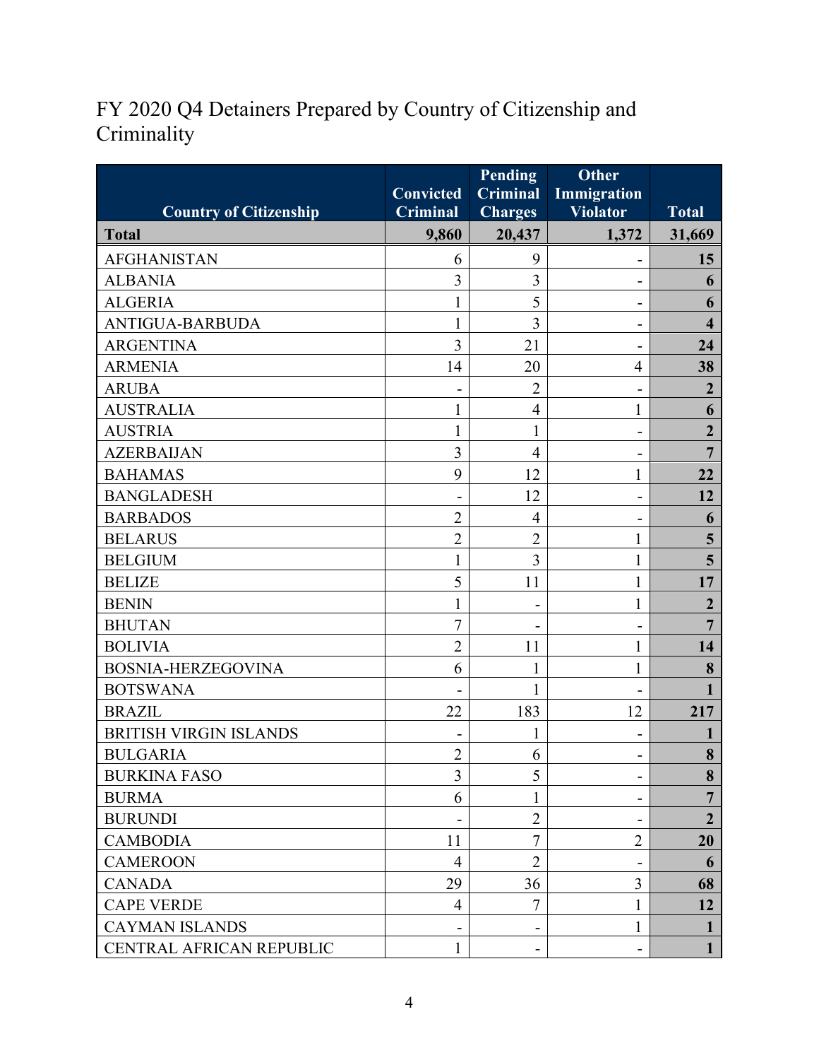# FY 2020 Q4 Detainers Prepared by Country of Citizenship and Criminality

| Country of Citizenship | Convicted Criminal | Pending Criminal Charges | Other Immigration Violator | Total |
|---|---|---|---|---|
| **Total** | **9,860** | **20,437** | **1,372** | **31,669** |
| AFGHANISTAN | 6 | 9 | - | **15** |
| ALBANIA | 3 | 3 | - | **6** |
| ALGERIA | 1 | 5 | - | **6** |
| ANTIGUA-BARBUDA | 1 | 3 | - | **4** |
| ARGENTINA | 3 | 21 | - | **24** |
| ARMENIA | 14 | 20 | 4 | **38** |
| ARUBA | - | 2 | - | **2** |
| AUSTRALIA | 1 | 4 | 1 | **6** |
| AUSTRIA | 1 | 1 | - | **2** |
| AZERBAIJAN | 3 | 4 | - | **7** |
| BAHAMAS | 9 | 12 | 1 | **22** |
| BANGLADESH | - | 12 | - | **12** |
| BARBADOS | 2 | 4 | - | **6** |
| BELARUS | 2 | 2 | 1 | **5** |
| BELGIUM | 1 | 3 | 1 | **5** |
| BELIZE | 5 | 11 | 1 | **17** |
| BENIN | 1 | - | 1 | **2** |
| BHUTAN | 7 | - | - | **7** |
| BOLIVIA | 2 | 11 | 1 | **14** |
| BOSNIA-HERZEGOVINA | 6 | 1 | 1 | **8** |
| BOTSWANA | - | 1 | - | **1** |
| BRAZIL | 22 | 183 | 12 | **217** |
| BRITISH VIRGIN ISLANDS | - | 1 | - | **1** |
| BULGARIA | 2 | 6 | - | **8** |
| BURKINA FASO | 3 | 5 | - | **8** |
| BURMA | 6 | 1 | - | **7** |
| BURUNDI | - | 2 | - | **2** |
| CAMBODIA | 11 | 7 | 2 | **20** |
| CAMEROON | 4 | 2 | - | **6** |
| CANADA | 29 | 36 | 3 | **68** |
| CAPE VERDE | 4 | 7 | 1 | **12** |
| CAYMAN ISLANDS | - | - | 1 | **1** |
| CENTRAL AFRICAN REPUBLIC | 1 | - | - | **1** |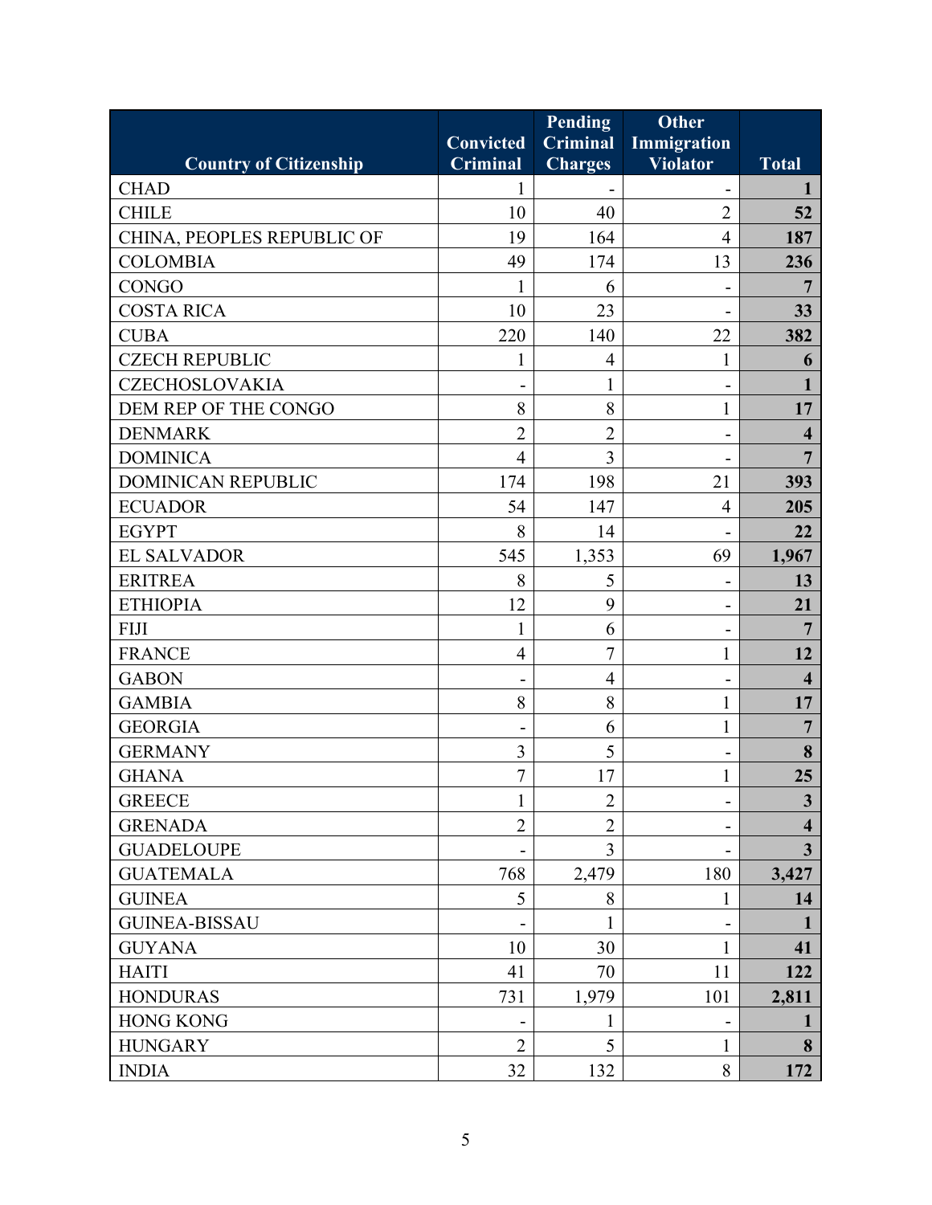| Country of Citizenship | Convicted Criminal | Pending Criminal Charges | Other Immigration Violator | Total |
|---|---|---|---|---|
| CHAD | 1 | - | - | **1** |
| CHILE | 10 | 40 | 2 | **52** |
| CHINA, PEOPLES REPUBLIC OF | 19 | 164 | 4 | **187** |
| COLOMBIA | 49 | 174 | 13 | **236** |
| CONGO | 1 | 6 | - | **7** |
| COSTA RICA | 10 | 23 | - | **33** |
| CUBA | 220 | 140 | 22 | **382** |
| CZECH REPUBLIC | 1 | 4 | 1 | **6** |
| CZECHOSLOVAKIA | - | 1 | - | **1** |
| DEM REP OF THE CONGO | 8 | 8 | 1 | **17** |
| DENMARK | 2 | 2 | - | **4** |
| DOMINICA | 4 | 3 | - | **7** |
| DOMINICAN REPUBLIC | 174 | 198 | 21 | **393** |
| ECUADOR | 54 | 147 | 4 | **205** |
| EGYPT | 8 | 14 | - | **22** |
| EL SALVADOR | 545 | 1,353 | 69 | **1,967** |
| ERITREA | 8 | 5 | - | **13** |
| ETHIOPIA | 12 | 9 | - | **21** |
| FIJI | 1 | 6 | - | **7** |
| FRANCE | 4 | 7 | 1 | **12** |
| GABON | - | 4 | - | **4** |
| GAMBIA | 8 | 8 | 1 | **17** |
| GEORGIA | - | 6 | 1 | **7** |
| GERMANY | 3 | 5 | - | **8** |
| GHANA | 7 | 17 | 1 | **25** |
| GREECE | 1 | 2 | - | **3** |
| GRENADA | 2 | 2 | - | **4** |
| GUADELOUPE | - | 3 | - | **3** |
| GUATEMALA | 768 | 2,479 | 180 | **3,427** |
| GUINEA | 5 | 8 | 1 | **14** |
| GUINEA-BISSAU | - | 1 | - | **1** |
| GUYANA | 10 | 30 | 1 | **41** |
| HAITI | 41 | 70 | 11 | **122** |
| HONDURAS | 731 | 1,979 | 101 | **2,811** |
| HONG KONG | - | 1 | - | **1** |
| HUNGARY | 2 | 5 | 1 | **8** |
| INDIA | 32 | 132 | 8 | **172** |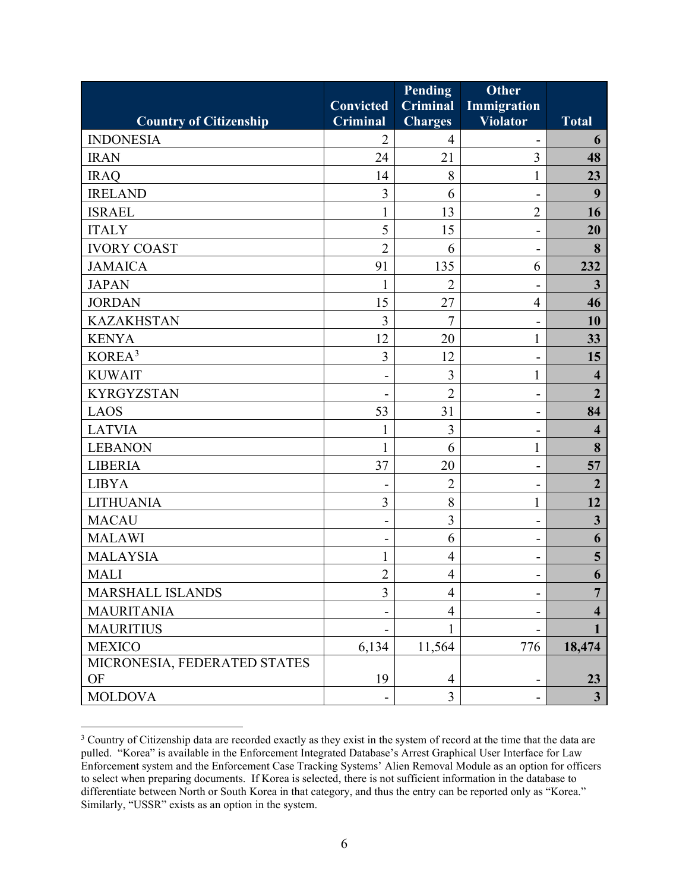| Country of Citizenship | Convicted Criminal | Pending Criminal Charges | Other Immigration Violator | Total |
|---|---|---|---|---|
| INDONESIA | 2 | 4 | - | **6** |
| IRAN | 24 | 21 | 3 | **48** |
| IRAQ | 14 | 8 | 1 | **23** |
| IRELAND | 3 | 6 | - | **9** |
| ISRAEL | 1 | 13 | 2 | **16** |
| ITALY | 5 | 15 | - | **20** |
| IVORY COAST | 2 | 6 | - | **8** |
| JAMAICA | 91 | 135 | 6 | **232** |
| JAPAN | 1 | 2 | - | **3** |
| JORDAN | 15 | 27 | 4 | **46** |
| KAZAKHSTAN | 3 | 7 | - | **10** |
| KENYA | 12 | 20 | 1 | **33** |
| KOREA[3] | 3 | 12 | - | **15** |
| KUWAIT | - | 3 | 1 | **4** |
| KYRGYZSTAN | - | 2 | - | **2** |
| LAOS | 53 | 31 | - | **84** |
| LATVIA | 1 | 3 | - | **4** |
| LEBANON | 1 | 6 | 1 | **8** |
| LIBERIA | 37 | 20 | - | **57** |
| LIBYA | - | 2 | - | **2** |
| LITHUANIA | 3 | 8 | 1 | **12** |
| MACAU | - | 3 | - | **3** |
| MALAWI | - | 6 | - | **6** |
| MALAYSIA | 1 | 4 | - | **5** |
| MALI | 2 | 4 | - | **6** |
| MARSHALL ISLANDS | 3 | 4 | - | **7** |
| MAURITANIA | - | 4 | - | **4** |
| MAURITIUS | - | 1 | - | **1** |
| MEXICO | 6,134 | 11,564 | 776 | **18,474** |
| MICRONESIA, FEDERATED STATES OF | 19 | 4 | - | **23** |
| MOLDOVA | - | 3 | - | **3** |

[3] Country of Citizenship data are recorded exactly as they exist in the system of record at the time that the data are pulled. "Korea" is available in the Enforcement Integrated Database's Arrest Graphical User Interface for Law Enforcement system and the Enforcement Case Tracking Systems' Alien Removal Module as an option for officers to select when preparing documents. If Korea is selected, there is not sufficient information in the database to differentiate between North or South Korea in that category, and thus the entry can be reported only as "Korea." Similarly, "USSR" exists as an option in the system.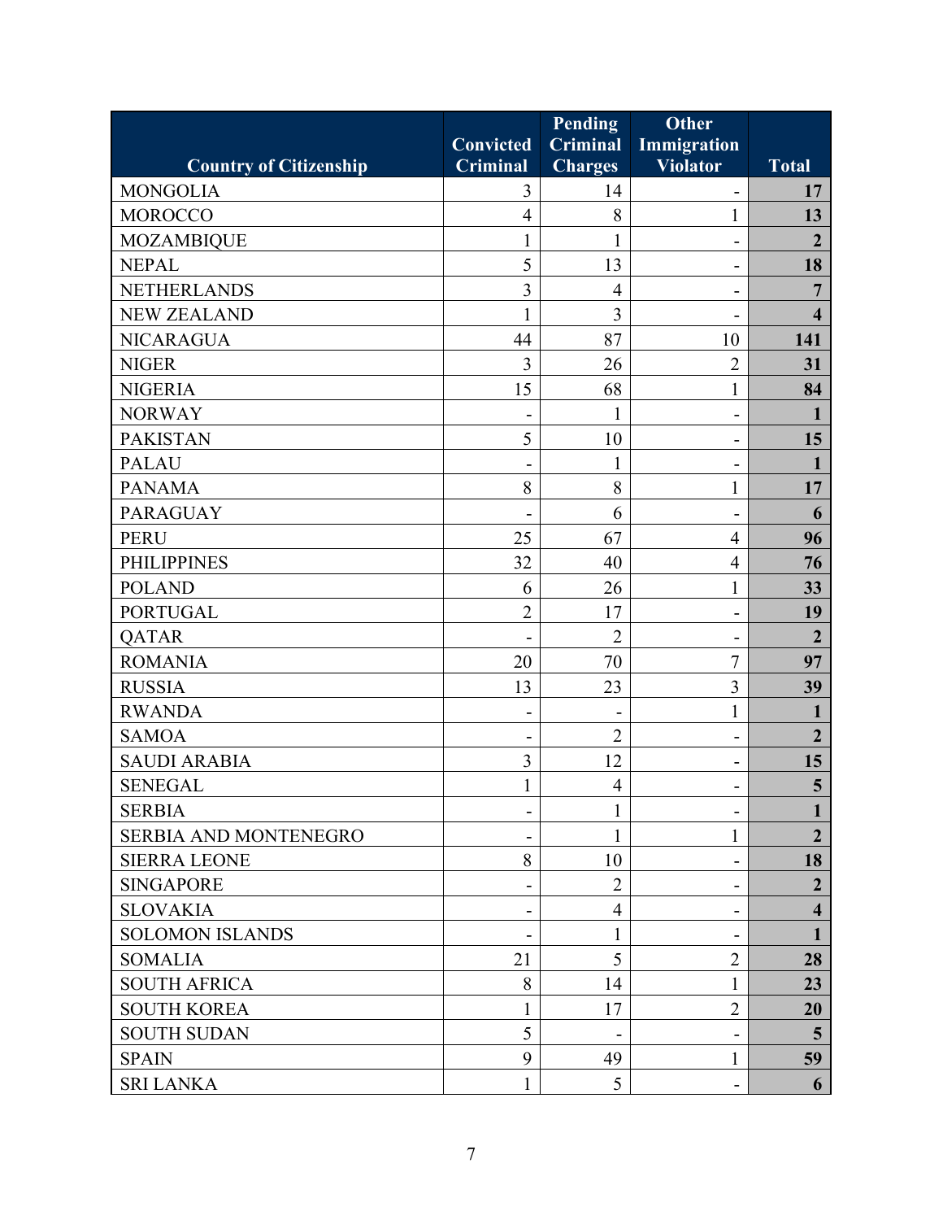| Country of Citizenship | Convicted Criminal | Pending Criminal Charges | Other Immigration Violator | Total |
|---|---|---|---|---|
| MONGOLIA | 3 | 14 | - | **17** |
| MOROCCO | 4 | 8 | 1 | **13** |
| MOZAMBIQUE | 1 | 1 | - | **2** |
| NEPAL | 5 | 13 | - | **18** |
| NETHERLANDS | 3 | 4 | - | **7** |
| NEW ZEALAND | 1 | 3 | - | **4** |
| NICARAGUA | 44 | 87 | 10 | **141** |
| NIGER | 3 | 26 | 2 | **31** |
| NIGERIA | 15 | 68 | 1 | **84** |
| NORWAY | - | 1 | - | **1** |
| PAKISTAN | 5 | 10 | - | **15** |
| PALAU | - | 1 | - | **1** |
| PANAMA | 8 | 8 | 1 | **17** |
| PARAGUAY | - | 6 | - | **6** |
| PERU | 25 | 67 | 4 | **96** |
| PHILIPPINES | 32 | 40 | 4 | **76** |
| POLAND | 6 | 26 | 1 | **33** |
| PORTUGAL | 2 | 17 | - | **19** |
| QATAR | - | 2 | - | **2** |
| ROMANIA | 20 | 70 | 7 | **97** |
| RUSSIA | 13 | 23 | 3 | **39** |
| RWANDA | - | - | 1 | **1** |
| SAMOA | - | 2 | - | **2** |
| SAUDI ARABIA | 3 | 12 | - | **15** |
| SENEGAL | 1 | 4 | - | **5** |
| SERBIA | - | 1 | - | **1** |
| SERBIA AND MONTENEGRO | - | 1 | 1 | **2** |
| SIERRA LEONE | 8 | 10 | - | **18** |
| SINGAPORE | - | 2 | - | **2** |
| SLOVAKIA | - | 4 | - | **4** |
| SOLOMON ISLANDS | - | 1 | - | **1** |
| SOMALIA | 21 | 5 | 2 | **28** |
| SOUTH AFRICA | 8 | 14 | 1 | **23** |
| SOUTH KOREA | 1 | 17 | 2 | **20** |
| SOUTH SUDAN | 5 | - | - | **5** |
| SPAIN | 9 | 49 | 1 | **59** |
| SRI LANKA | 1 | 5 | - | **6** |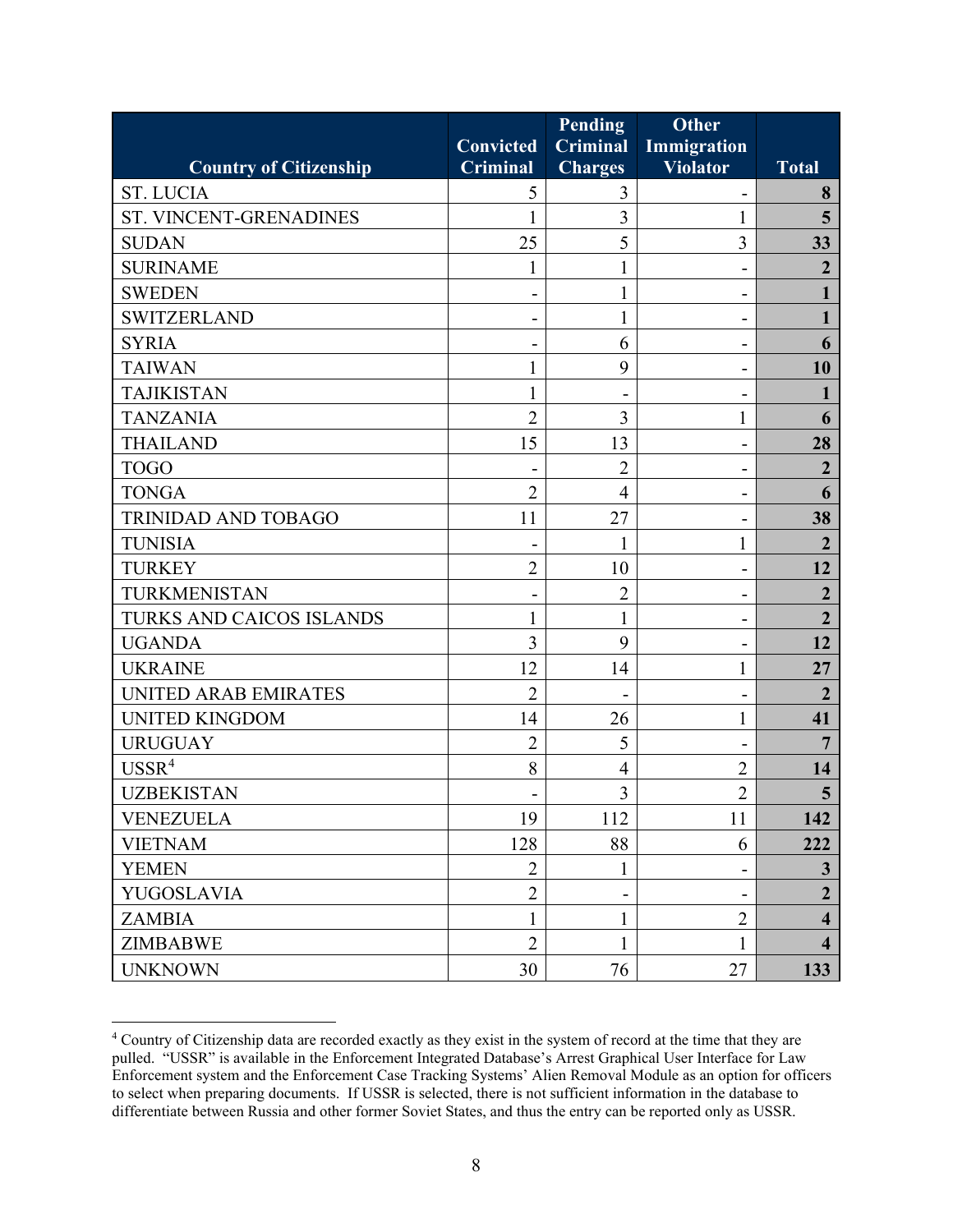| Country of Citizenship | Convicted Criminal | Pending Criminal Charges | Other Immigration Violator | Total |
|---|---|---|---|---|
| ST. LUCIA | 5 | 3 | - | **8** |
| ST. VINCENT-GRENADINES | 1 | 3 | 1 | **5** |
| SUDAN | 25 | 5 | 3 | **33** |
| SURINAME | 1 | 1 | - | **2** |
| SWEDEN | - | 1 | - | **1** |
| SWITZERLAND | - | 1 | - | **1** |
| SYRIA | - | 6 | - | **6** |
| TAIWAN | 1 | 9 | - | **10** |
| TAJIKISTAN | 1 | - | - | **1** |
| TANZANIA | 2 | 3 | 1 | **6** |
| THAILAND | 15 | 13 | - | **28** |
| TOGO | - | 2 | - | **2** |
| TONGA | 2 | 4 | - | **6** |
| TRINIDAD AND TOBAGO | 11 | 27 | - | **38** |
| TUNISIA | - | 1 | 1 | **2** |
| TURKEY | 2 | 10 | - | **12** |
| TURKMENISTAN | - | 2 | - | **2** |
| TURKS AND CAICOS ISLANDS | 1 | 1 | - | **2** |
| UGANDA | 3 | 9 | - | **12** |
| UKRAINE | 12 | 14 | 1 | **27** |
| UNITED ARAB EMIRATES | 2 | - | - | **2** |
| UNITED KINGDOM | 14 | 26 | 1 | **41** |
| URUGUAY | 2 | 5 | - | **7** |
| USSR[4] | 8 | 4 | 2 | **14** |
| UZBEKISTAN | - | 3 | 2 | **5** |
| VENEZUELA | 19 | 112 | 11 | **142** |
| VIETNAM | 128 | 88 | 6 | **222** |
| YEMEN | 2 | 1 | - | **3** |
| YUGOSLAVIA | 2 | - | - | **2** |
| ZAMBIA | 1 | 1 | 2 | **4** |
| ZIMBABWE | 2 | 1 | 1 | **4** |
| UNKNOWN | 30 | 76 | 27 | **133** |

[4] Country of Citizenship data are recorded exactly as they exist in the system of record at the time that they are pulled. "USSR" is available in the Enforcement Integrated Database's Arrest Graphical User Interface for Law Enforcement system and the Enforcement Case Tracking Systems' Alien Removal Module as an option for officers to select when preparing documents. If USSR is selected, there is not sufficient information in the database to differentiate between Russia and other former Soviet States, and thus the entry can be reported only as USSR.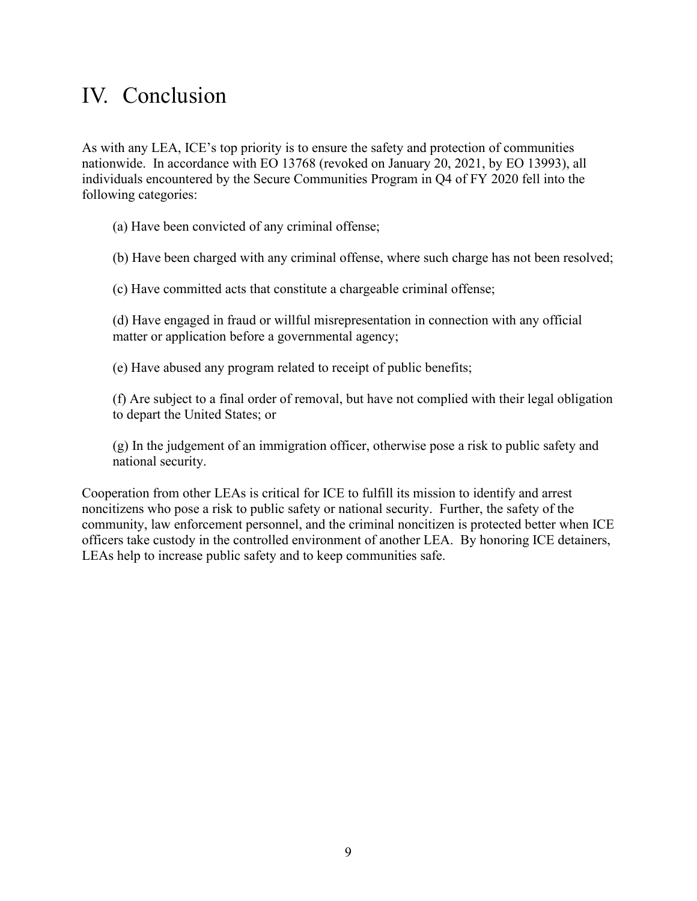# IV. Conclusion

As with any LEA, ICE's top priority is to ensure the safety and protection of communities nationwide. In accordance with EO 13768 (revoked on January 20, 2021, by EO 13993), all individuals encountered by the Secure Communities Program in Q4 of FY 2020 fell into the following categories:

(a) Have been convicted of any criminal offense;

(b) Have been charged with any criminal offense, where such charge has not been resolved;

(c) Have committed acts that constitute a chargeable criminal offense;

(d) Have engaged in fraud or willful misrepresentation in connection with any official matter or application before a governmental agency;

(e) Have abused any program related to receipt of public benefits;

(f) Are subject to a final order of removal, but have not complied with their legal obligation to depart the United States; or

(g) In the judgement of an immigration officer, otherwise pose a risk to public safety and national security.

Cooperation from other LEAs is critical for ICE to fulfill its mission to identify and arrest noncitizens who pose a risk to public safety or national security. Further, the safety of the community, law enforcement personnel, and the criminal noncitizen is protected better when ICE officers take custody in the controlled environment of another LEA. By honoring ICE detainers, LEAs help to increase public safety and to keep communities safe.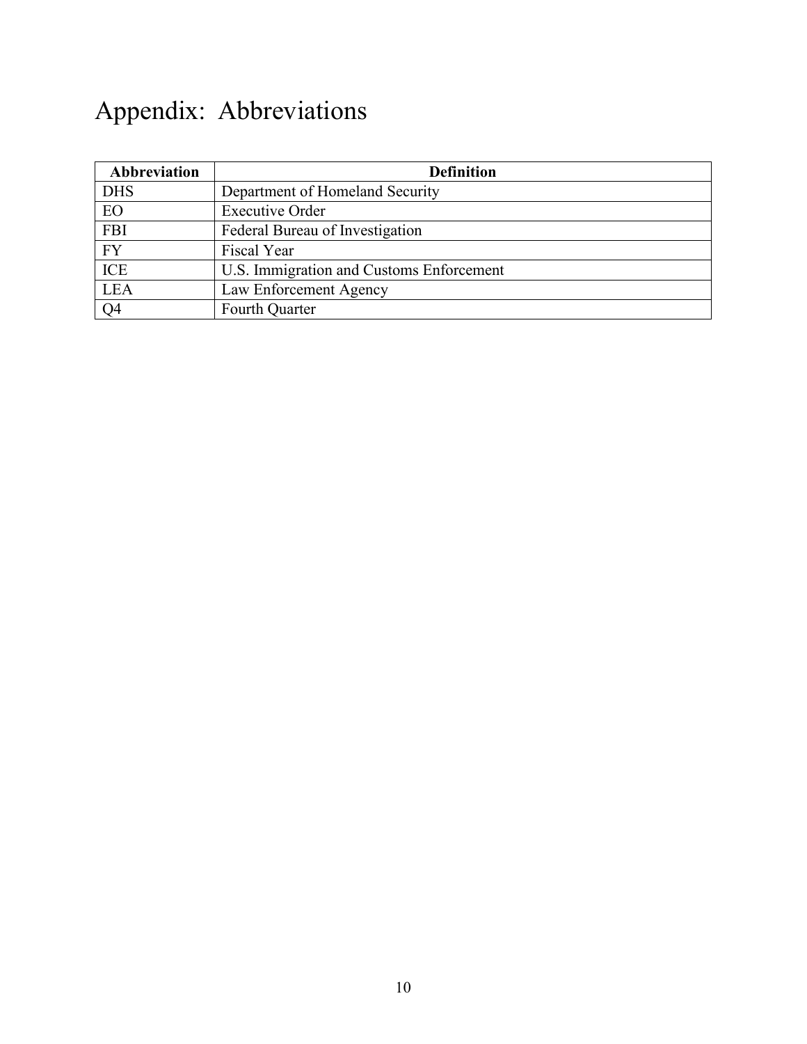# Appendix: Abbreviations

| Abbreviation | Definition |
|---|---|
| DHS | Department of Homeland Security |
| EO | Executive Order |
| FBI | Federal Bureau of Investigation |
| FY | Fiscal Year |
| ICE | U.S. Immigration and Customs Enforcement |
| LEA | Law Enforcement Agency |
| Q4 | Fourth Quarter |